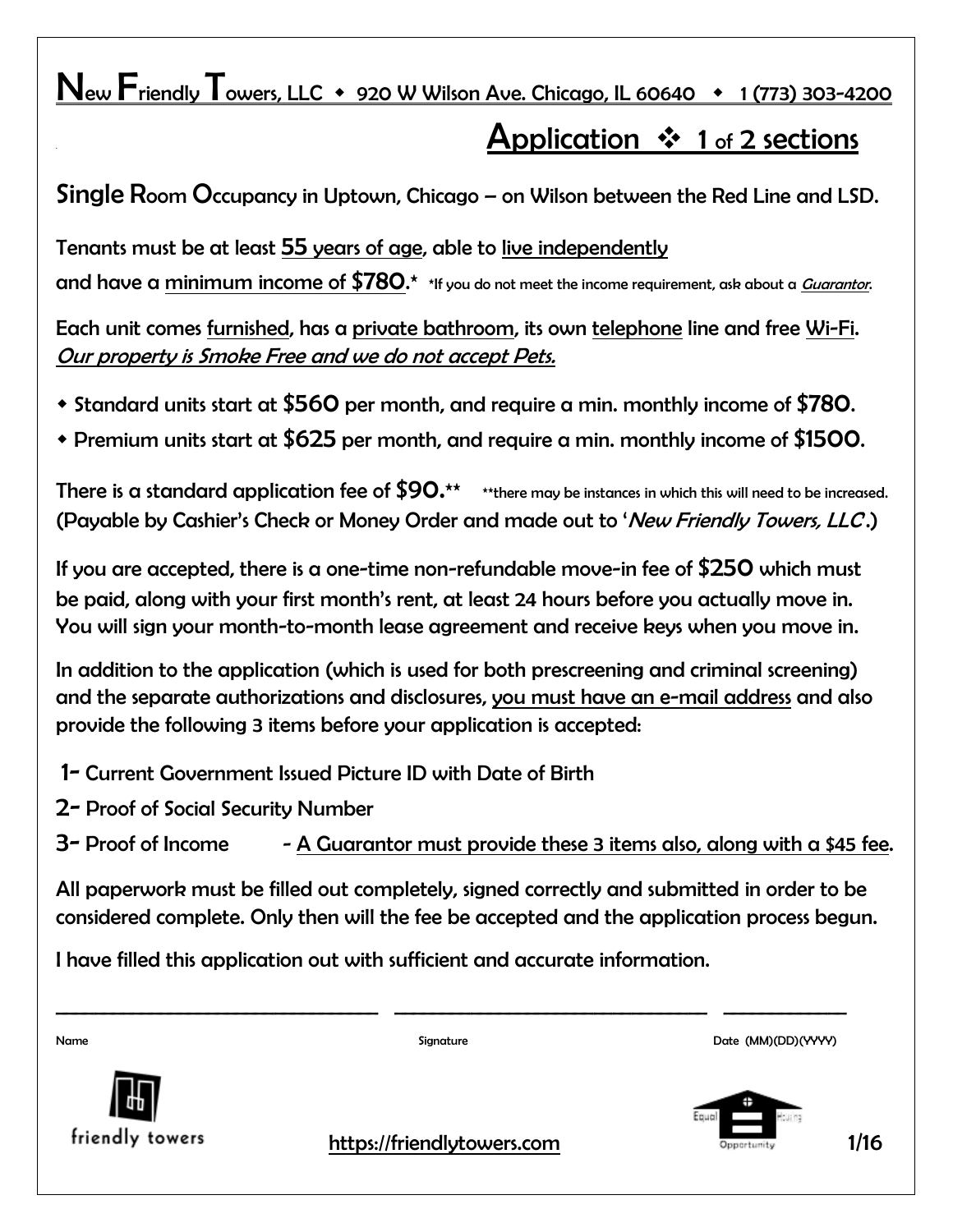# New Friendly Towers, LLC ◆ 920 W Wilson Ave. Chicago, IL 60640 ◆ 1 (773) 303-4200

## Application ❖ 1 of 2 sections

**Single Room Occupancy in Uptown, Chicago – on Wilson between the Red Line and LSD.**

Tenants must be at least 55 years of age, able to live independently and have a minimum income of $780.* *If you do not meet the income requirement, ask about a *Guarantor*.

Each unit comes furnished, has a private bathroom, its own telephone line and free Wi-Fi.
*Our property is Smoke Free and we do not accept Pets.*

- Standard units start at $560 per month, and require a min. monthly income of $780.
- Premium units start at $625 per month, and require a min. monthly income of $1500.

There is a standard application fee of $90.** **there may be instances in which this will need to be increased.
(Payable by Cashier's Check or Money Order and made out to '*New Friendly Towers, LLC*'.)

If you are accepted, there is a one-time non-refundable move-in fee of $250 which must be paid, along with your first month's rent, at least 24 hours before you actually move in. You will sign your month-to-month lease agreement and receive keys when you move in.

In addition to the application (which is used for both prescreening and criminal screening) and the separate authorizations and disclosures, you must have an e-mail address and also provide the following 3 items before your application is accepted:

1- Current Government Issued Picture ID with Date of Birth
2- Proof of Social Security Number
3- Proof of Income - A Guarantor must provide these 3 items also, along with a $45 fee.

All paperwork must be filled out completely, signed correctly and submitted in order to be considered complete. Only then will the fee be accepted and the application process begun.

I have filled this application out with sufficient and accurate information.

| Name | Signature | Date (MM)(DD)(YYYY) |
|---|---|---|
| | | |

friendly towers

https://friendlytowers.com

Equal Housing Opportunity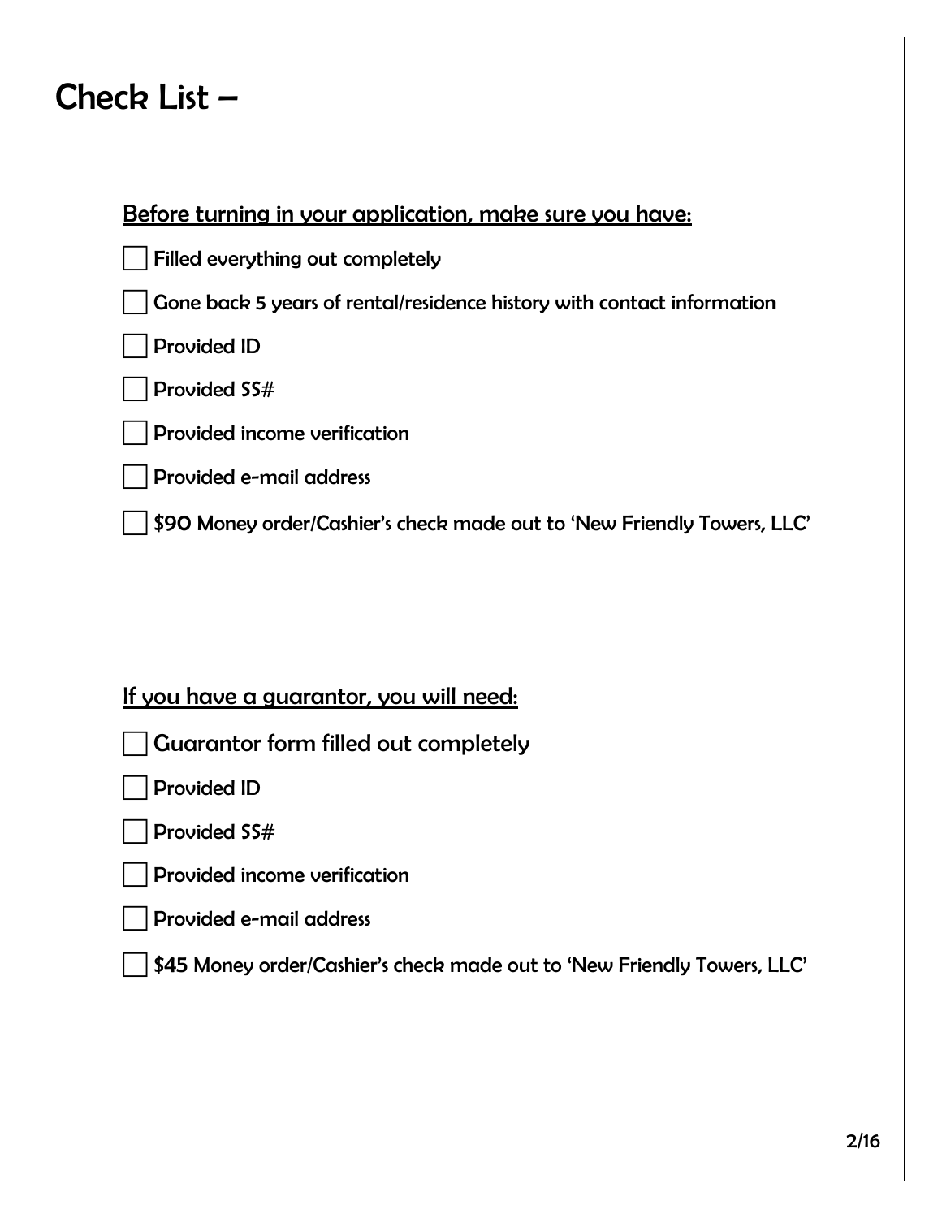# Check List –

**Before turning in your application, make sure you have:**

- [ ] Filled everything out completely
- [ ] Gone back 5 years of rental/residence history with contact information
- [ ] Provided ID
- [ ] Provided SS#
- [ ] Provided income verification
- [ ] Provided e-mail address
- [ ] $90 Money order/Cashier's check made out to 'New Friendly Towers, LLC'

**If you have a guarantor, you will need:**

- [ ] Guarantor form filled out completely
- [ ] Provided ID
- [ ] Provided SS#
- [ ] Provided income verification
- [ ] Provided e-mail address
- [ ] $45 Money order/Cashier's check made out to 'New Friendly Towers, LLC'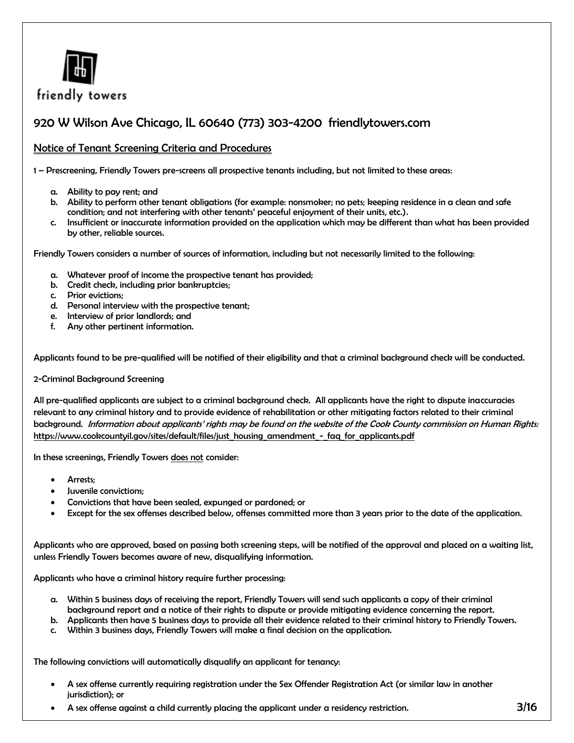friendly towers

920 W Wilson Ave Chicago, IL 60640 (773) 303-4200 friendlytowers.com

## <u>Notice of Tenant Screening Criteria and Procedures</u>

1 – Prescreening, Friendly Towers pre-screens all prospective tenants including, but not limited to these areas:

a. Ability to pay rent; and
b. Ability to perform other tenant obligations (for example: nonsmoker; no pets; keeping residence in a clean and safe condition; and not interfering with other tenants' peaceful enjoyment of their units, etc.).
c. Insufficient or inaccurate information provided on the application which may be different than what has been provided by other, reliable sources.

Friendly Towers considers a number of sources of information, including but not necessarily limited to the following:

a. Whatever proof of income the prospective tenant has provided;
b. Credit check, including prior bankruptcies;
c. Prior evictions;
d. Personal interview with the prospective tenant;
e. Interview of prior landlords; and
f. Any other pertinent information.

Applicants found to be pre-qualified will be notified of their eligibility and that a criminal background check will be conducted.

2-Criminal Background Screening

All pre-qualified applicants are subject to a criminal background check. All applicants have the right to dispute inaccuracies relevant to any criminal history and to provide evidence of rehabilitation or other mitigating factors related to their criminal background. *Information about applicants' rights may be found on the website of the Cook County commission on Human Rights:* https://www.cookcountyil.gov/sites/default/files/just_housing_amendment_-_faq_for_applicants.pdf

In these screenings, Friendly Towers <u>does not</u> consider:

- Arrests;
- Juvenile convictions;
- Convictions that have been sealed, expunged or pardoned; or
- Except for the sex offenses described below, offenses committed more than 3 years prior to the date of the application.

Applicants who are approved, based on passing both screening steps, will be notified of the approval and placed on a waiting list, unless Friendly Towers becomes aware of new, disqualifying information.

Applicants who have a criminal history require further processing:

a. Within 5 business days of receiving the report, Friendly Towers will send such applicants a copy of their criminal background report and a notice of their rights to dispute or provide mitigating evidence concerning the report.
b. Applicants then have 5 business days to provide all their evidence related to their criminal history to Friendly Towers.
c. Within 3 business days, Friendly Towers will make a final decision on the application.

The following convictions will automatically disqualify an applicant for tenancy:

- A sex offense currently requiring registration under the Sex Offender Registration Act (or similar law in another jurisdiction); or
- A sex offense against a child currently placing the applicant under a residency restriction.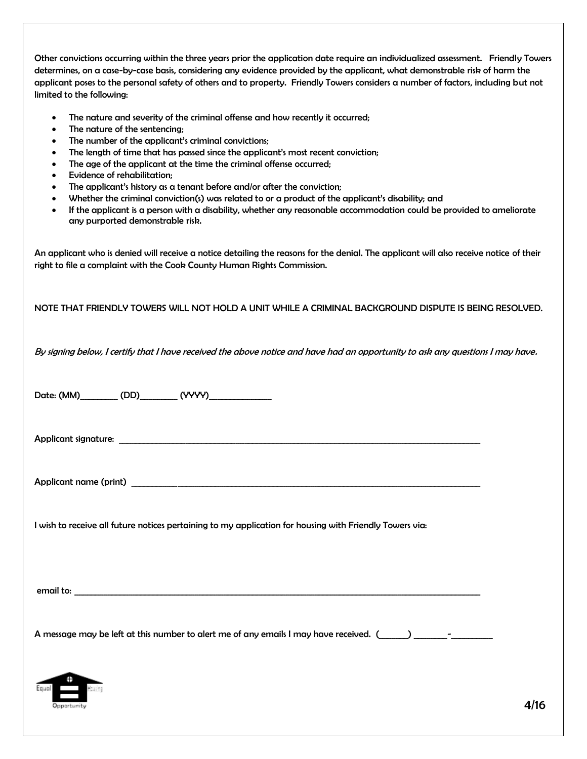Other convictions occurring within the three years prior the application date require an individualized assessment. Friendly Towers determines, on a case-by-case basis, considering any evidence provided by the applicant, what demonstrable risk of harm the applicant poses to the personal safety of others and to property. Friendly Towers considers a number of factors, including but not limited to the following:

- The nature and severity of the criminal offense and how recently it occurred;
- The nature of the sentencing;
- The number of the applicant's criminal convictions;
- The length of time that has passed since the applicant's most recent conviction;
- The age of the applicant at the time the criminal offense occurred;
- Evidence of rehabilitation;
- The applicant's history as a tenant before and/or after the conviction;
- Whether the criminal conviction(s) was related to or a product of the applicant's disability; and
- If the applicant is a person with a disability, whether any reasonable accommodation could be provided to ameliorate any purported demonstrable risk.

An applicant who is denied will receive a notice detailing the reasons for the denial. The applicant will also receive notice of their right to file a complaint with the Cook County Human Rights Commission.

NOTE THAT FRIENDLY TOWERS WILL NOT HOLD A UNIT WHILE A CRIMINAL BACKGROUND DISPUTE IS BEING RESOLVED.

*By signing below, I certify that I have received the above notice and have had an opportunity to ask any questions I may have.*

Date: (MM)________ (DD)________ (YYYY)_____________

Applicant signature: ________________________________________________________________________________

Applicant name (print) ______________________________________________________________________________

I wish to receive all future notices pertaining to my application for housing with Friendly Towers via:

email to: ______________________________________________________________________________________

A message may be left at this number to alert me of any emails I may have received. (______) _______-_________

Equal Housing Opportunity

4/16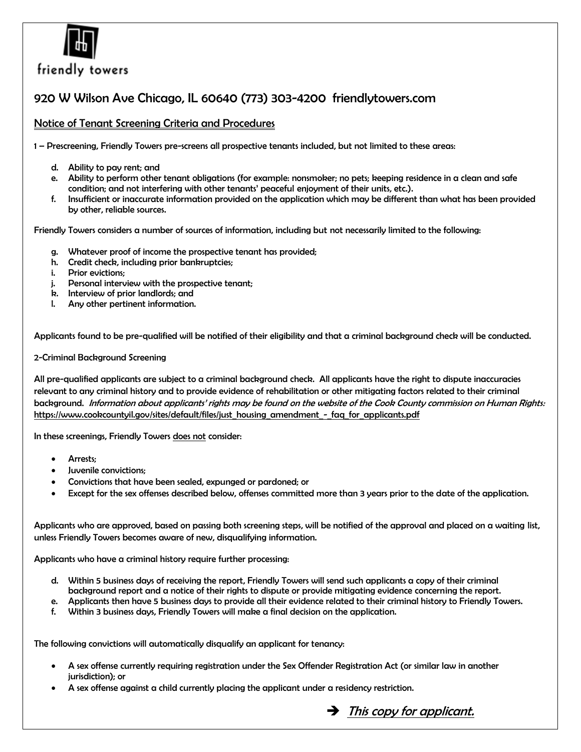friendly towers

920 W Wilson Ave Chicago, IL 60640 (773) 303-4200 friendlytowers.com

## Notice of Tenant Screening Criteria and Procedures

1 – Prescreening, Friendly Towers pre-screens all prospective tenants included, but not limited to these areas:

d. Ability to pay rent; and
e. Ability to perform other tenant obligations (for example: nonsmoker; no pets; keeping residence in a clean and safe condition; and not interfering with other tenants' peaceful enjoyment of their units, etc.).
f. Insufficient or inaccurate information provided on the application which may be different than what has been provided by other, reliable sources.

Friendly Towers considers a number of sources of information, including but not necessarily limited to the following:

g. Whatever proof of income the prospective tenant has provided;
h. Credit check, including prior bankruptcies;
i. Prior evictions;
j. Personal interview with the prospective tenant;
k. Interview of prior landlords; and
l. Any other pertinent information.

Applicants found to be pre-qualified will be notified of their eligibility and that a criminal background check will be conducted.

2-Criminal Background Screening

All pre-qualified applicants are subject to a criminal background check. All applicants have the right to dispute inaccuracies relevant to any criminal history and to provide evidence of rehabilitation or other mitigating factors related to their criminal background. *Information about applicants' rights may be found on the website of the Cook County commission on Human Rights:* https://www.cookcountyil.gov/sites/default/files/just_housing_amendment_-_faq_for_applicants.pdf

In these screenings, Friendly Towers does not consider:

- Arrests;
- Juvenile convictions;
- Convictions that have been sealed, expunged or pardoned; or
- Except for the sex offenses described below, offenses committed more than 3 years prior to the date of the application.

Applicants who are approved, based on passing both screening steps, will be notified of the approval and placed on a waiting list, unless Friendly Towers becomes aware of new, disqualifying information.

Applicants who have a criminal history require further processing:

d. Within 5 business days of receiving the report, Friendly Towers will send such applicants a copy of their criminal background report and a notice of their rights to dispute or provide mitigating evidence concerning the report.
e. Applicants then have 5 business days to provide all their evidence related to their criminal history to Friendly Towers.
f. Within 3 business days, Friendly Towers will make a final decision on the application.

The following convictions will automatically disqualify an applicant for tenancy:

- A sex offense currently requiring registration under the Sex Offender Registration Act (or similar law in another jurisdiction); or
- A sex offense against a child currently placing the applicant under a residency restriction.

➔ *This copy for applicant.*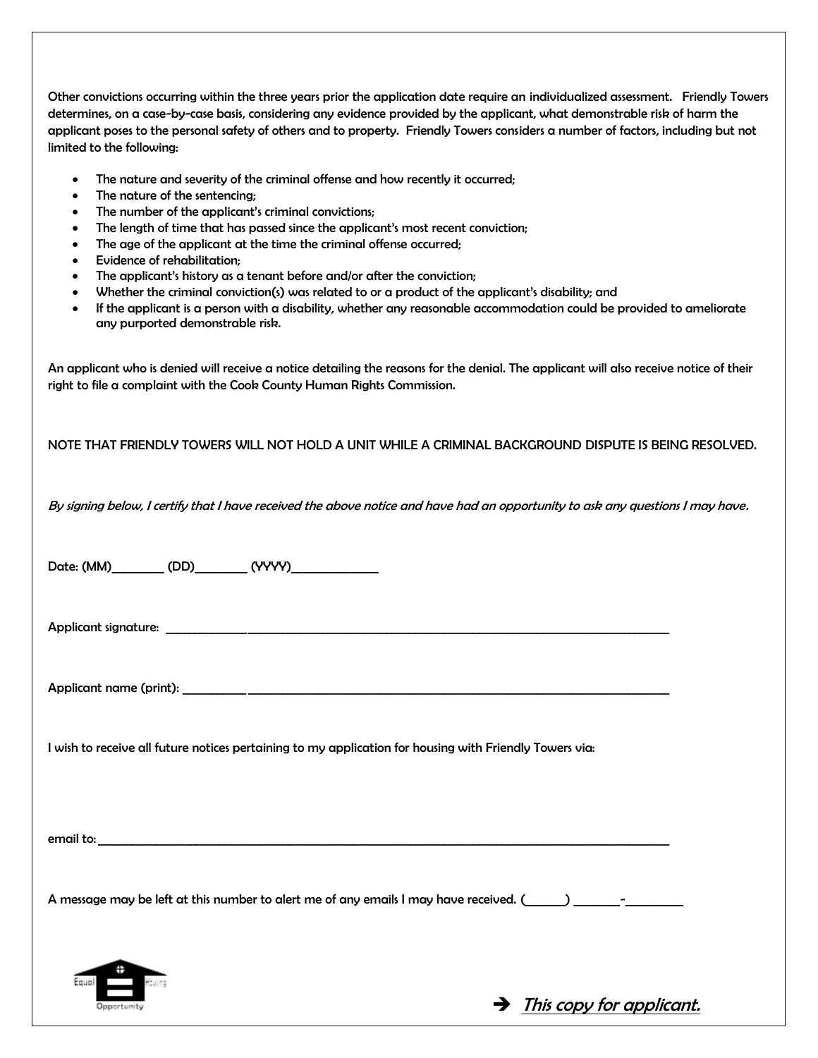Other convictions occurring within the three years prior the application date require an individualized assessment. Friendly Towers determines, on a case-by-case basis, considering any evidence provided by the applicant, what demonstrable risk of harm the applicant poses to the personal safety of others and to property. Friendly Towers considers a number of factors, including but not limited to the following:

- The nature and severity of the criminal offense and how recently it occurred;
- The nature of the sentencing;
- The number of the applicant's criminal convictions;
- The length of time that has passed since the applicant's most recent conviction;
- The age of the applicant at the time the criminal offense occurred;
- Evidence of rehabilitation;
- The applicant's history as a tenant before and/or after the conviction;
- Whether the criminal conviction(s) was related to or a product of the applicant's disability; and
- If the applicant is a person with a disability, whether any reasonable accommodation could be provided to ameliorate any purported demonstrable risk.

An applicant who is denied will receive a notice detailing the reasons for the denial. The applicant will also receive notice of their right to file a complaint with the Cook County Human Rights Commission.

NOTE THAT FRIENDLY TOWERS WILL NOT HOLD A UNIT WHILE A CRIMINAL BACKGROUND DISPUTE IS BEING RESOLVED.

*By signing below, I certify that I have received the above notice and have had an opportunity to ask any questions I may have.*

Date: (MM)________ (DD)________ (YYYY)______________

Applicant signature: ________________________________________________________________________________

Applicant name (print): ______________________________________________________________________________

I wish to receive all future notices pertaining to my application for housing with Friendly Towers via:

email to: _______________________________________________________________________________________

A message may be left at this number to alert me of any emails I may have received. (______) _______-_________

Equal Housing Opportunity

➔ *This copy for applicant.*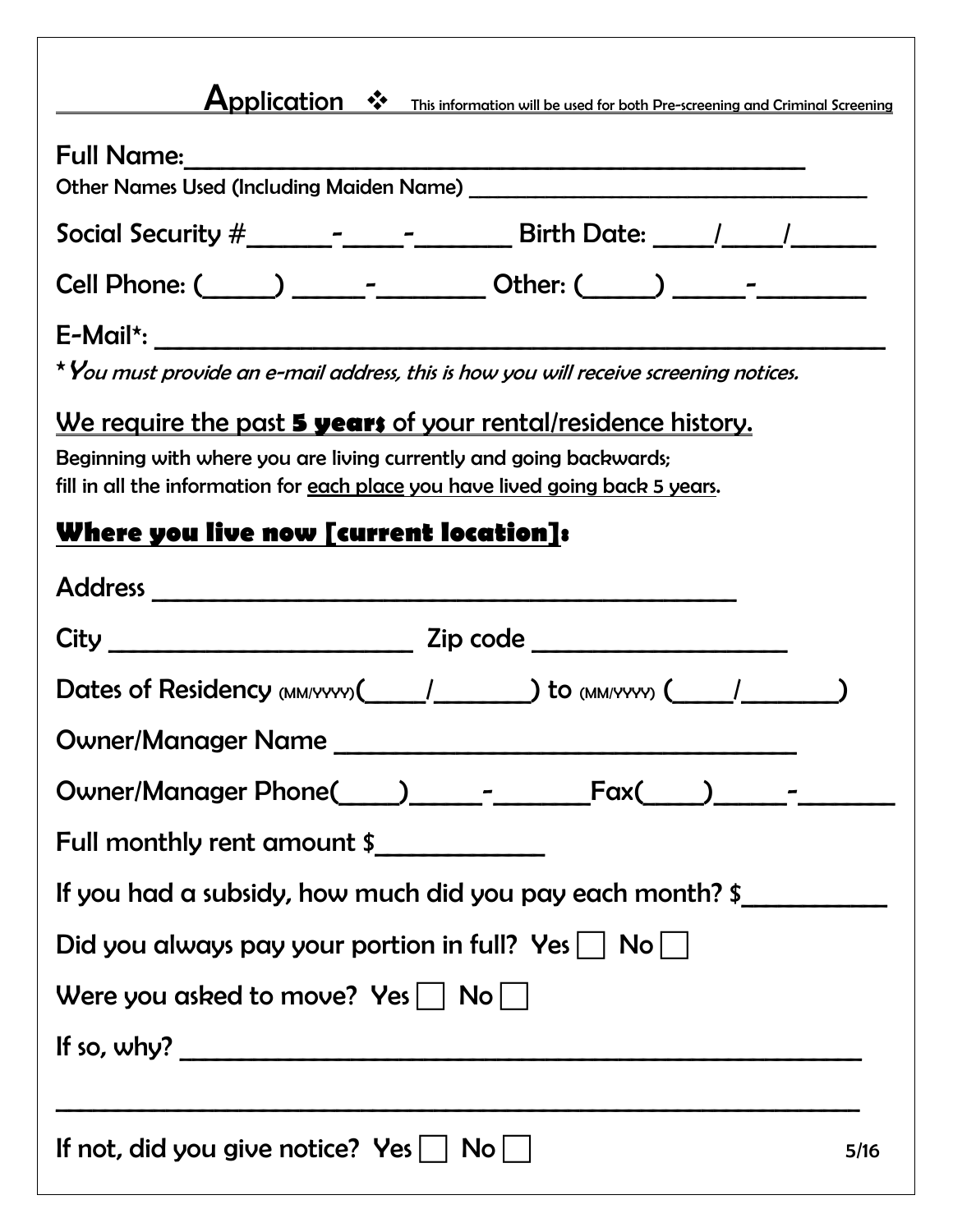# Application ❖ This information will be used for both Pre-screening and Criminal Screening

Full Name:_______________________________________________

Other Names Used (Including Maiden Name) ___________________________________

Social Security #______-_____-_______ Birth Date: ____/____/______

Cell Phone: (_____) _____-________ Other: (_____) _____-________

E-Mail*: _______________________________________________________

**You must provide an e-mail address, this is how you will receive screening notices.*

## We require the past **5 years** of your rental/residence history.

Beginning with where you are living currently and going backwards;
fill in all the information for each place you have lived going back 5 years.

### Where you live now [current location]:

Address ____________________________________________

City ______________________ Zip code __________________

Dates of Residency (MM/YYYY)(_____/_______) to (MM/YYYY) (_____/_______)

Owner/Manager Name __________________________________

Owner/Manager Phone(____)_____-_______Fax(____)_____-_______

Full monthly rent amount $____________

If you had a subsidy, how much did you pay each month? $__________

Did you always pay your portion in full? Yes ☐ No ☐

Were you asked to move? Yes ☐ No ☐

If so, why? ___________________________________________________

_____________________________________________________________

If not, did you give notice? Yes ☐ No ☐

5/16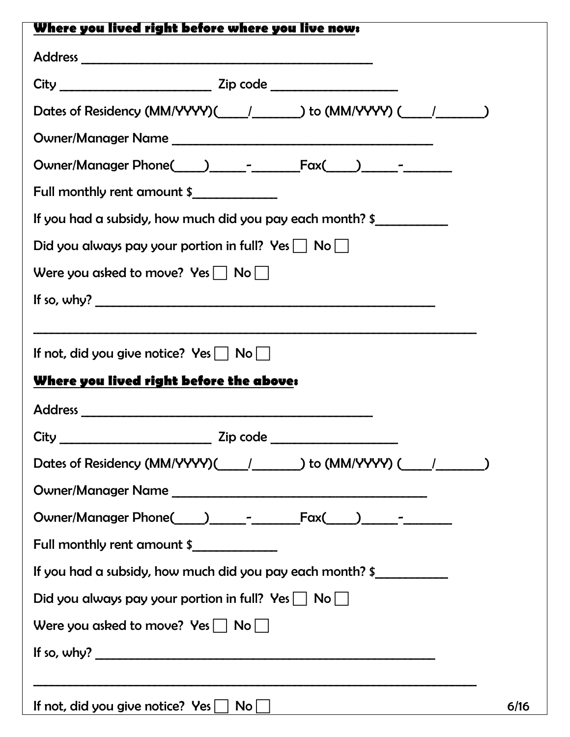**Where you lived right before where you live now:**

Address ________________________________________________

City ________________________ Zip code ____________________

Dates of Residency (MM/YYYY)(____/_______) to (MM/YYYY) (____/_______)

Owner/Manager Name __________________________________________

Owner/Manager Phone(____)_____-_______Fax(____)_____-_______

Full monthly rent amount $____________

If you had a subsidy, how much did you pay each month? $__________

Did you always pay your portion in full? Yes ☐ No ☐

Were you asked to move? Yes ☐ No ☐

If so, why? ________________________________________________________

______________________________________________________________________

If not, did you give notice? Yes ☐ No ☐

**Where you lived right before the above:**

Address ________________________________________________

City ________________________ Zip code ____________________

Dates of Residency (MM/YYYY)(____/_______) to (MM/YYYY) (____/_______)

Owner/Manager Name __________________________________________

Owner/Manager Phone(____)_____-_______Fax(____)_____-_______

Full monthly rent amount $____________

If you had a subsidy, how much did you pay each month? $__________

Did you always pay your portion in full? Yes ☐ No ☐

Were you asked to move? Yes ☐ No ☐

If so, why? ________________________________________________________

______________________________________________________________________

If not, did you give notice? Yes ☐ No ☐

6/16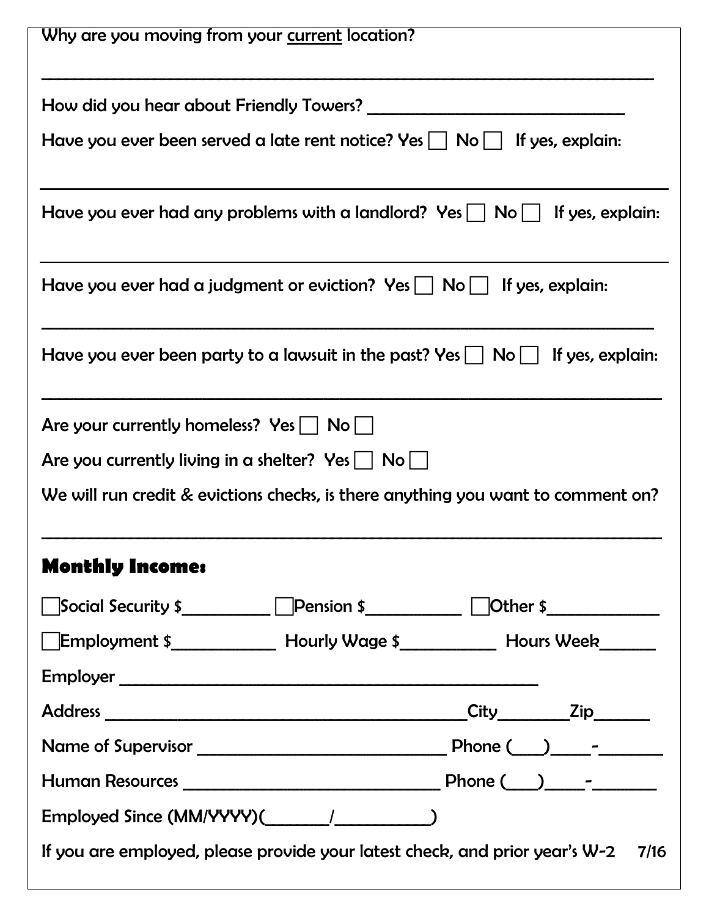Why are you moving from your <u>current</u> location?

_______________________________________________________________________________

How did you hear about Friendly Towers? ________________________________

Have you ever been served a late rent notice? Yes ☐ No ☐ If yes, explain:

_______________________________________________________________________________

Have you ever had any problems with a landlord? Yes ☐ No ☐ If yes, explain:

_______________________________________________________________________________

Have you ever had a judgment or eviction? Yes ☐ No ☐ If yes, explain:

_______________________________________________________________________________

Have you ever been party to a lawsuit in the past? Yes ☐ No ☐ If yes, explain:

_______________________________________________________________________________

Are your currently homeless? Yes ☐ No ☐

Are you currently living in a shelter? Yes ☐ No ☐

We will run credit & evictions checks, is there anything you want to comment on?

_______________________________________________________________________________

## Monthly Income:

☐Social Security $__________ ☐Pension $___________ ☐Other $_____________

☐Employment $____________ Hourly Wage $___________ Hours Week______

Employer ________________________________________________

Address ____________________________________________City________Zip______

Name of Supervisor _____________________________ Phone (___)____-_______

Human Resources ______________________________ Phone (___)____-_______

Employed Since (MM/YYYY)(_______/__________)

If you are employed, please provide your latest check, and prior year's W-2 7/16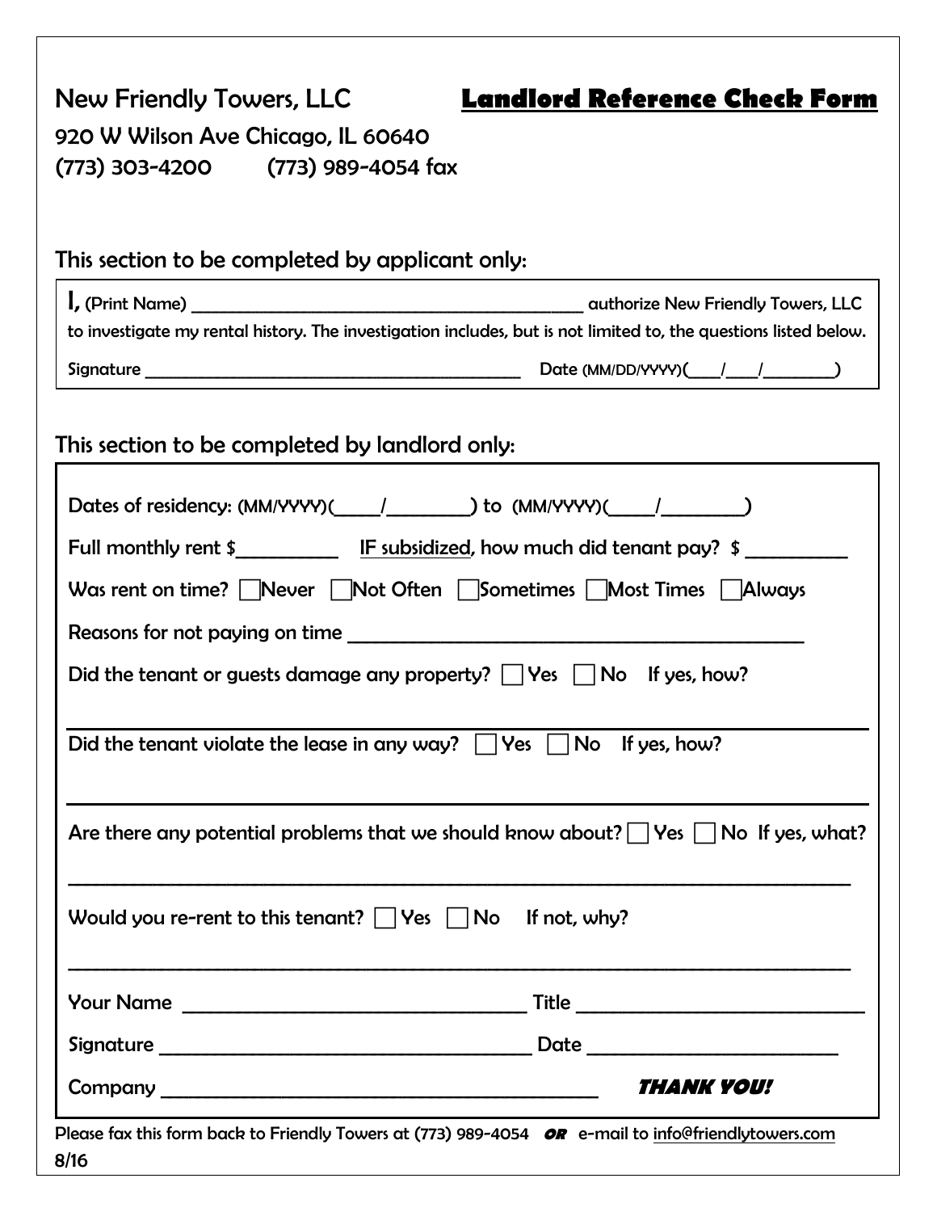New Friendly Towers, LLC

# Landlord Reference Check Form

920 W Wilson Ave Chicago, IL 60640
(773) 303-4200 (773) 989-4054 fax

## This section to be completed by applicant only:

I, (Print Name) ____________________________________________ authorize New Friendly Towers, LLC to investigate my rental history. The investigation includes, but is not limited to, the questions listed below.

Signature ____________________________________________ Date (MM/DD/YYYY)(____/____/________)

## This section to be completed by landlord only:

Dates of residency: (MM/YYYY)(_____/________) to (MM/YYYY)(_____/________)

Full monthly rent $__________ IF subsidized, how much did tenant pay? $ __________

Was rent on time? ☐ Never ☐ Not Often ☐ Sometimes ☐ Most Times ☐ Always

Reasons for not paying on time ____________________________________________

Did the tenant or guests damage any property? ☐ Yes ☐ No If yes, how?

____________________________________________

Did the tenant violate the lease in any way? ☐ Yes ☐ No If yes, how?

____________________________________________

Are there any potential problems that we should know about? ☐ Yes ☐ No If yes, what?

____________________________________________

Would you re-rent to this tenant? ☐ Yes ☐ No If not, why?

____________________________________________

Your Name ___________________________________ Title ______________________________

Signature _____________________________________ Date _________________________

Company ____________________________________________ ***THANK YOU!***

Please fax this form back to Friendly Towers at (773) 989-4054 ***OR*** e-mail to info@friendlytowers.com

8/16